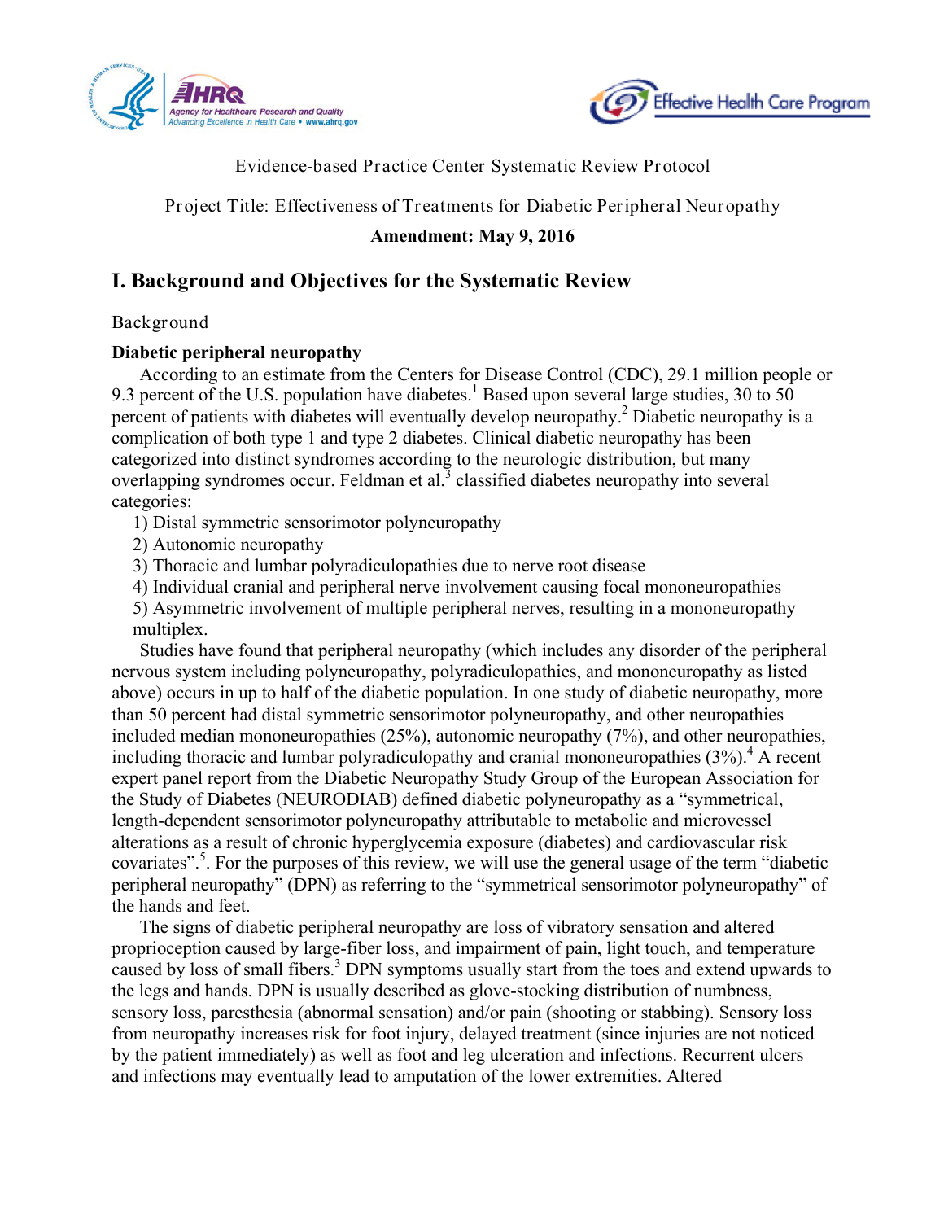Evidence-based Practice Center Systematic Review Protocol

Project Title: Effectiveness of Treatments for Diabetic Peripheral Neuropathy

**Amendment: May 9, 2016**

# I. Background and Objectives for the Systematic Review

## Background

### Diabetic peripheral neuropathy

According to an estimate from the Centers for Disease Control (CDC), 29.1 million people or 9.3 percent of the U.S. population have diabetes.[1] Based upon several large studies, 30 to 50 percent of patients with diabetes will eventually develop neuropathy.[2] Diabetic neuropathy is a complication of both type 1 and type 2 diabetes. Clinical diabetic neuropathy has been categorized into distinct syndromes according to the neurologic distribution, but many overlapping syndromes occur. Feldman et al.[3] classified diabetes neuropathy into several categories:

1) Distal symmetric sensorimotor polyneuropathy
2) Autonomic neuropathy
3) Thoracic and lumbar polyradiculopathies due to nerve root disease
4) Individual cranial and peripheral nerve involvement causing focal mononeuropathies
5) Asymmetric involvement of multiple peripheral nerves, resulting in a mononeuropathy multiplex.

Studies have found that peripheral neuropathy (which includes any disorder of the peripheral nervous system including polyneuropathy, polyradiculopathies, and mononeuropathy as listed above) occurs in up to half of the diabetic population. In one study of diabetic neuropathy, more than 50 percent had distal symmetric sensorimotor polyneuropathy, and other neuropathies included median mononeuropathies (25%), autonomic neuropathy (7%), and other neuropathies, including thoracic and lumbar polyradiculopathy and cranial mononeuropathies (3%).[4] A recent expert panel report from the Diabetic Neuropathy Study Group of the European Association for the Study of Diabetes (NEURODIAB) defined diabetic polyneuropathy as a "symmetrical, length-dependent sensorimotor polyneuropathy attributable to metabolic and microvessel alterations as a result of chronic hyperglycemia exposure (diabetes) and cardiovascular risk covariates".[5]. For the purposes of this review, we will use the general usage of the term "diabetic peripheral neuropathy" (DPN) as referring to the "symmetrical sensorimotor polyneuropathy" of the hands and feet.

The signs of diabetic peripheral neuropathy are loss of vibratory sensation and altered proprioception caused by large-fiber loss, and impairment of pain, light touch, and temperature caused by loss of small fibers.[3] DPN symptoms usually start from the toes and extend upwards to the legs and hands. DPN is usually described as glove-stocking distribution of numbness, sensory loss, paresthesia (abnormal sensation) and/or pain (shooting or stabbing). Sensory loss from neuropathy increases risk for foot injury, delayed treatment (since injuries are not noticed by the patient immediately) as well as foot and leg ulceration and infections. Recurrent ulcers and infections may eventually lead to amputation of the lower extremities. Altered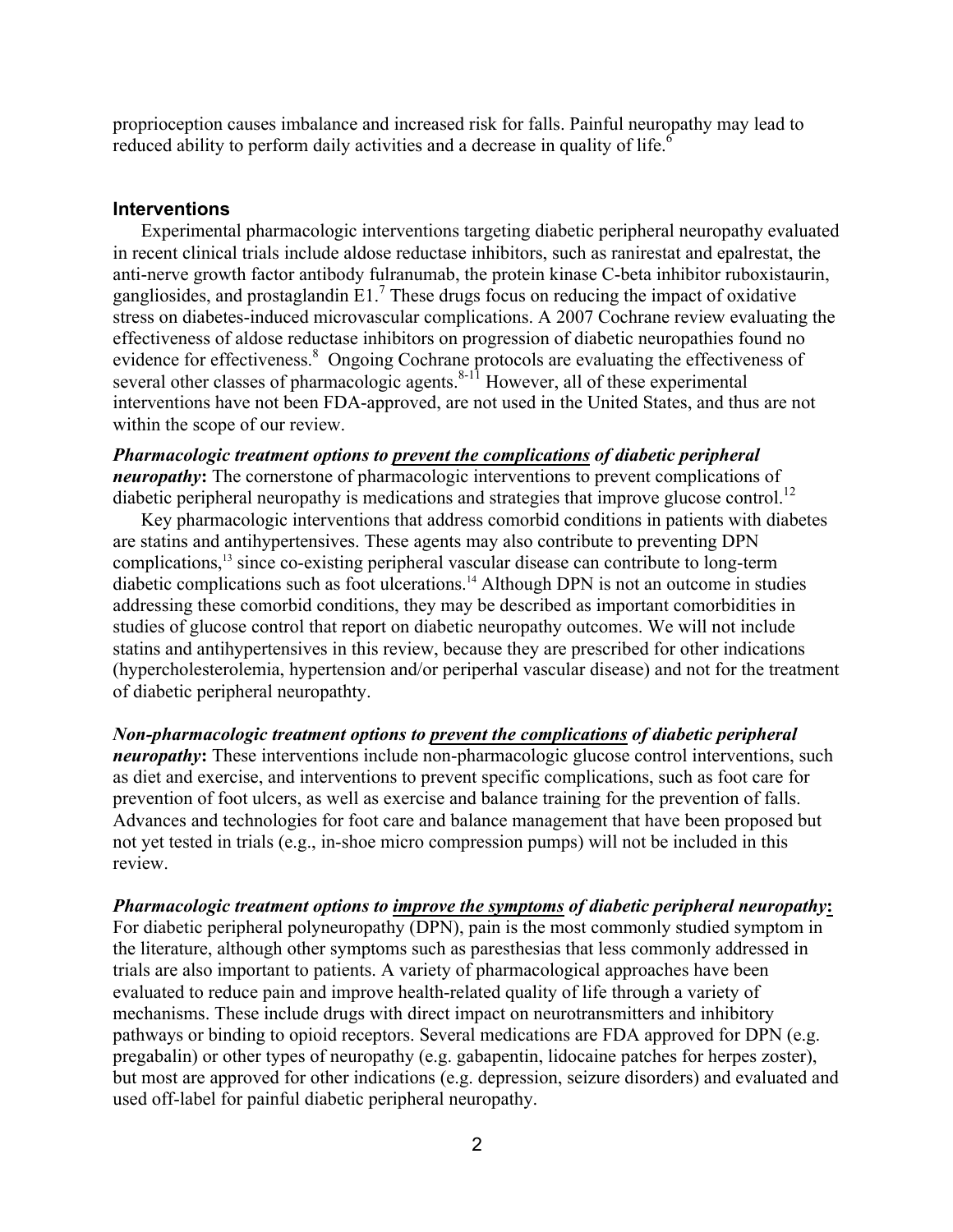proprioception causes imbalance and increased risk for falls. Painful neuropathy may lead to reduced ability to perform daily activities and a decrease in quality of life.[6]

## Interventions

Experimental pharmacologic interventions targeting diabetic peripheral neuropathy evaluated in recent clinical trials include aldose reductase inhibitors, such as ranirestat and epalrestat, the anti-nerve growth factor antibody fulranumab, the protein kinase C-beta inhibitor ruboxistaurin, gangliosides, and prostaglandin E1.[7] These drugs focus on reducing the impact of oxidative stress on diabetes-induced microvascular complications. A 2007 Cochrane review evaluating the effectiveness of aldose reductase inhibitors on progression of diabetic neuropathies found no evidence for effectiveness.[8] Ongoing Cochrane protocols are evaluating the effectiveness of several other classes of pharmacologic agents.[8-11] However, all of these experimental interventions have not been FDA-approved, are not used in the United States, and thus are not within the scope of our review.

***Pharmacologic treatment options to <u>prevent the complications</u> of diabetic peripheral neuropathy*:** The cornerstone of pharmacologic interventions to prevent complications of diabetic peripheral neuropathy is medications and strategies that improve glucose control.[12]

Key pharmacologic interventions that address comorbid conditions in patients with diabetes are statins and antihypertensives. These agents may also contribute to preventing DPN complications,[13] since co-existing peripheral vascular disease can contribute to long-term diabetic complications such as foot ulcerations.[14] Although DPN is not an outcome in studies addressing these comorbid conditions, they may be described as important comorbidities in studies of glucose control that report on diabetic neuropathy outcomes. We will not include statins and antihypertensives in this review, because they are prescribed for other indications (hypercholesterolemia, hypertension and/or periperhal vascular disease) and not for the treatment of diabetic peripheral neuropathty.

***Non-pharmacologic treatment options to <u>prevent the complications</u> of diabetic peripheral neuropathy*:** These interventions include non-pharmacologic glucose control interventions, such as diet and exercise, and interventions to prevent specific complications, such as foot care for prevention of foot ulcers, as well as exercise and balance training for the prevention of falls. Advances and technologies for foot care and balance management that have been proposed but not yet tested in trials (e.g., in-shoe micro compression pumps) will not be included in this review.

***Pharmacologic treatment options to <u>improve the symptoms</u> of diabetic peripheral neuropathy*:** For diabetic peripheral polyneuropathy (DPN), pain is the most commonly studied symptom in the literature, although other symptoms such as paresthesias that less commonly addressed in trials are also important to patients. A variety of pharmacological approaches have been evaluated to reduce pain and improve health-related quality of life through a variety of mechanisms. These include drugs with direct impact on neurotransmitters and inhibitory pathways or binding to opioid receptors. Several medications are FDA approved for DPN (e.g. pregabalin) or other types of neuropathy (e.g. gabapentin, lidocaine patches for herpes zoster), but most are approved for other indications (e.g. depression, seizure disorders) and evaluated and used off-label for painful diabetic peripheral neuropathy.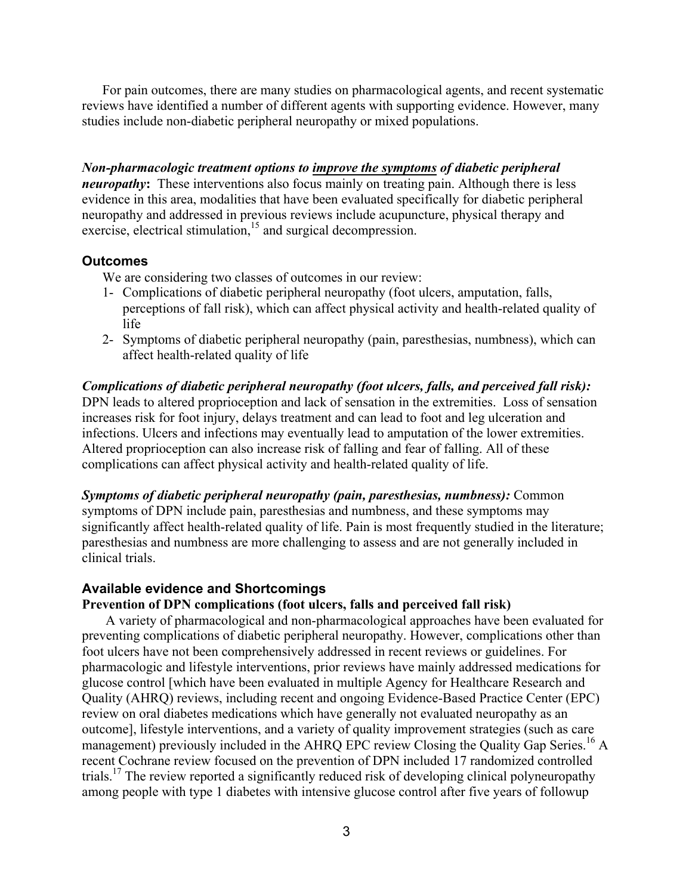For pain outcomes, there are many studies on pharmacological agents, and recent systematic reviews have identified a number of different agents with supporting evidence. However, many studies include non-diabetic peripheral neuropathy or mixed populations.

***Non-pharmacologic treatment options to improve the symptoms of diabetic peripheral neuropathy*:** These interventions also focus mainly on treating pain. Although there is less evidence in this area, modalities that have been evaluated specifically for diabetic peripheral neuropathy and addressed in previous reviews include acupuncture, physical therapy and exercise, electrical stimulation,[15] and surgical decompression.

## Outcomes

We are considering two classes of outcomes in our review:

1- Complications of diabetic peripheral neuropathy (foot ulcers, amputation, falls, perceptions of fall risk), which can affect physical activity and health-related quality of life
2- Symptoms of diabetic peripheral neuropathy (pain, paresthesias, numbness), which can affect health-related quality of life

***Complications of diabetic peripheral neuropathy (foot ulcers, falls, and perceived fall risk):*** DPN leads to altered proprioception and lack of sensation in the extremities. Loss of sensation increases risk for foot injury, delays treatment and can lead to foot and leg ulceration and infections. Ulcers and infections may eventually lead to amputation of the lower extremities. Altered proprioception can also increase risk of falling and fear of falling. All of these complications can affect physical activity and health-related quality of life.

***Symptoms of diabetic peripheral neuropathy (pain, paresthesias, numbness):*** Common symptoms of DPN include pain, paresthesias and numbness, and these symptoms may significantly affect health-related quality of life. Pain is most frequently studied in the literature; paresthesias and numbness are more challenging to assess and are not generally included in clinical trials.

## Available evidence and Shortcomings

### Prevention of DPN complications (foot ulcers, falls and perceived fall risk)

A variety of pharmacological and non-pharmacological approaches have been evaluated for preventing complications of diabetic peripheral neuropathy. However, complications other than foot ulcers have not been comprehensively addressed in recent reviews or guidelines. For pharmacologic and lifestyle interventions, prior reviews have mainly addressed medications for glucose control [which have been evaluated in multiple Agency for Healthcare Research and Quality (AHRQ) reviews, including recent and ongoing Evidence-Based Practice Center (EPC) review on oral diabetes medications which have generally not evaluated neuropathy as an outcome], lifestyle interventions, and a variety of quality improvement strategies (such as care management) previously included in the AHRQ EPC review Closing the Quality Gap Series.[16] A recent Cochrane review focused on the prevention of DPN included 17 randomized controlled trials.[17] The review reported a significantly reduced risk of developing clinical polyneuropathy among people with type 1 diabetes with intensive glucose control after five years of followup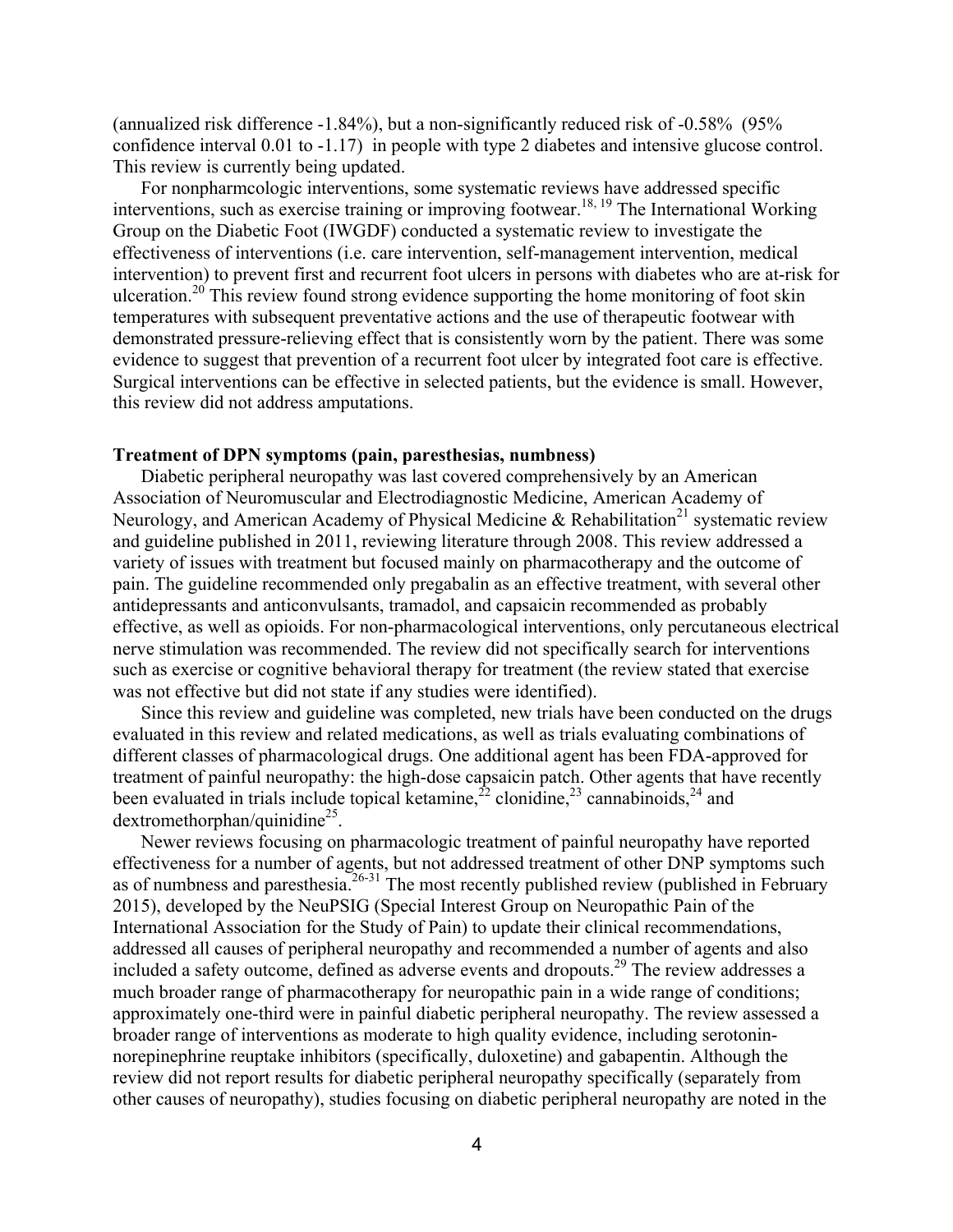(annualized risk difference -1.84%), but a non-significantly reduced risk of -0.58% (95% confidence interval 0.01 to -1.17) in people with type 2 diabetes and intensive glucose control. This review is currently being updated.

For nonpharmcologic interventions, some systematic reviews have addressed specific interventions, such as exercise training or improving footwear.[18, 19] The International Working Group on the Diabetic Foot (IWGDF) conducted a systematic review to investigate the effectiveness of interventions (i.e. care intervention, self-management intervention, medical intervention) to prevent first and recurrent foot ulcers in persons with diabetes who are at-risk for ulceration.[20] This review found strong evidence supporting the home monitoring of foot skin temperatures with subsequent preventative actions and the use of therapeutic footwear with demonstrated pressure-relieving effect that is consistently worn by the patient. There was some evidence to suggest that prevention of a recurrent foot ulcer by integrated foot care is effective. Surgical interventions can be effective in selected patients, but the evidence is small. However, this review did not address amputations.

**Treatment of DPN symptoms (pain, paresthesias, numbness)**

Diabetic peripheral neuropathy was last covered comprehensively by an American Association of Neuromuscular and Electrodiagnostic Medicine, American Academy of Neurology, and American Academy of Physical Medicine & Rehabilitation[21] systematic review and guideline published in 2011, reviewing literature through 2008. This review addressed a variety of issues with treatment but focused mainly on pharmacotherapy and the outcome of pain. The guideline recommended only pregabalin as an effective treatment, with several other antidepressants and anticonvulsants, tramadol, and capsaicin recommended as probably effective, as well as opioids. For non-pharmacological interventions, only percutaneous electrical nerve stimulation was recommended. The review did not specifically search for interventions such as exercise or cognitive behavioral therapy for treatment (the review stated that exercise was not effective but did not state if any studies were identified).

Since this review and guideline was completed, new trials have been conducted on the drugs evaluated in this review and related medications, as well as trials evaluating combinations of different classes of pharmacological drugs. One additional agent has been FDA-approved for treatment of painful neuropathy: the high-dose capsaicin patch. Other agents that have recently been evaluated in trials include topical ketamine,[22] clonidine,[23] cannabinoids,[24] and dextromethorphan/quinidine[25].

Newer reviews focusing on pharmacologic treatment of painful neuropathy have reported effectiveness for a number of agents, but not addressed treatment of other DNP symptoms such as of numbness and paresthesia.[26-31] The most recently published review (published in February 2015), developed by the NeuPSIG (Special Interest Group on Neuropathic Pain of the International Association for the Study of Pain) to update their clinical recommendations, addressed all causes of peripheral neuropathy and recommended a number of agents and also included a safety outcome, defined as adverse events and dropouts.[29] The review addresses a much broader range of pharmacotherapy for neuropathic pain in a wide range of conditions; approximately one-third were in painful diabetic peripheral neuropathy. The review assessed a broader range of interventions as moderate to high quality evidence, including serotonin-norepinephrine reuptake inhibitors (specifically, duloxetine) and gabapentin. Although the review did not report results for diabetic peripheral neuropathy specifically (separately from other causes of neuropathy), studies focusing on diabetic peripheral neuropathy are noted in the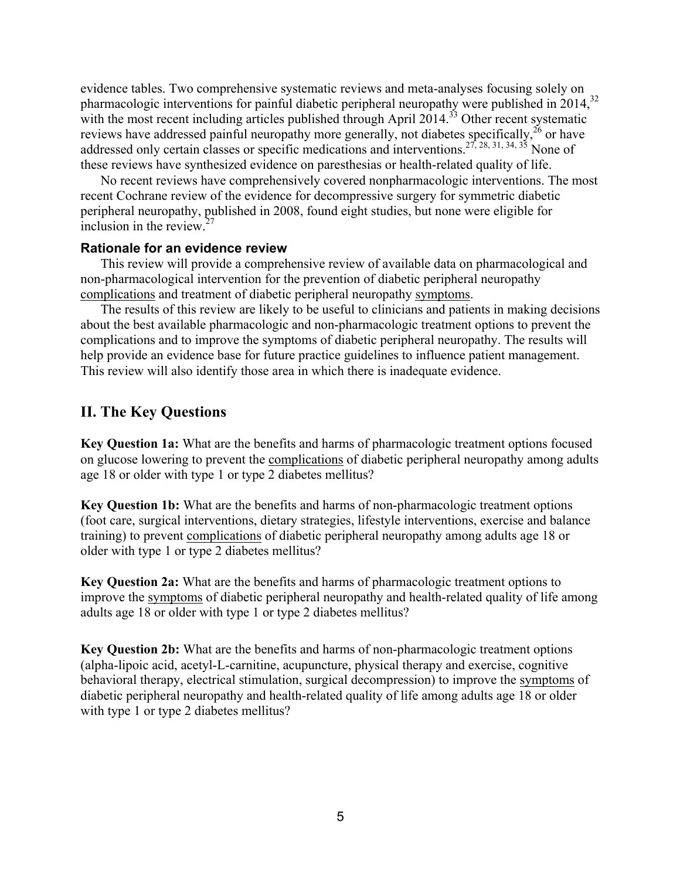evidence tables. Two comprehensive systematic reviews and meta-analyses focusing solely on pharmacologic interventions for painful diabetic peripheral neuropathy were published in 2014,[32] with the most recent including articles published through April 2014.[33] Other recent systematic reviews have addressed painful neuropathy more generally, not diabetes specifically,[26] or have addressed only certain classes or specific medications and interventions.[27, 28, 31, 34, 35] None of these reviews have synthesized evidence on paresthesias or health-related quality of life.

No recent reviews have comprehensively covered nonpharmacologic interventions. The most recent Cochrane review of the evidence for decompressive surgery for symmetric diabetic peripheral neuropathy, published in 2008, found eight studies, but none were eligible for inclusion in the review.[27]

### Rationale for an evidence review

This review will provide a comprehensive review of available data on pharmacological and non-pharmacological intervention for the prevention of diabetic peripheral neuropathy complications and treatment of diabetic peripheral neuropathy symptoms.

The results of this review are likely to be useful to clinicians and patients in making decisions about the best available pharmacologic and non-pharmacologic treatment options to prevent the complications and to improve the symptoms of diabetic peripheral neuropathy. The results will help provide an evidence base for future practice guidelines to influence patient management. This review will also identify those area in which there is inadequate evidence.

## II. The Key Questions

**Key Question 1a:** What are the benefits and harms of pharmacologic treatment options focused on glucose lowering to prevent the complications of diabetic peripheral neuropathy among adults age 18 or older with type 1 or type 2 diabetes mellitus?

**Key Question 1b:** What are the benefits and harms of non-pharmacologic treatment options (foot care, surgical interventions, dietary strategies, lifestyle interventions, exercise and balance training) to prevent complications of diabetic peripheral neuropathy among adults age 18 or older with type 1 or type 2 diabetes mellitus?

**Key Question 2a:** What are the benefits and harms of pharmacologic treatment options to improve the symptoms of diabetic peripheral neuropathy and health-related quality of life among adults age 18 or older with type 1 or type 2 diabetes mellitus?

**Key Question 2b:** What are the benefits and harms of non-pharmacologic treatment options (alpha-lipoic acid, acetyl-L-carnitine, acupuncture, physical therapy and exercise, cognitive behavioral therapy, electrical stimulation, surgical decompression) to improve the symptoms of diabetic peripheral neuropathy and health-related quality of life among adults age 18 or older with type 1 or type 2 diabetes mellitus?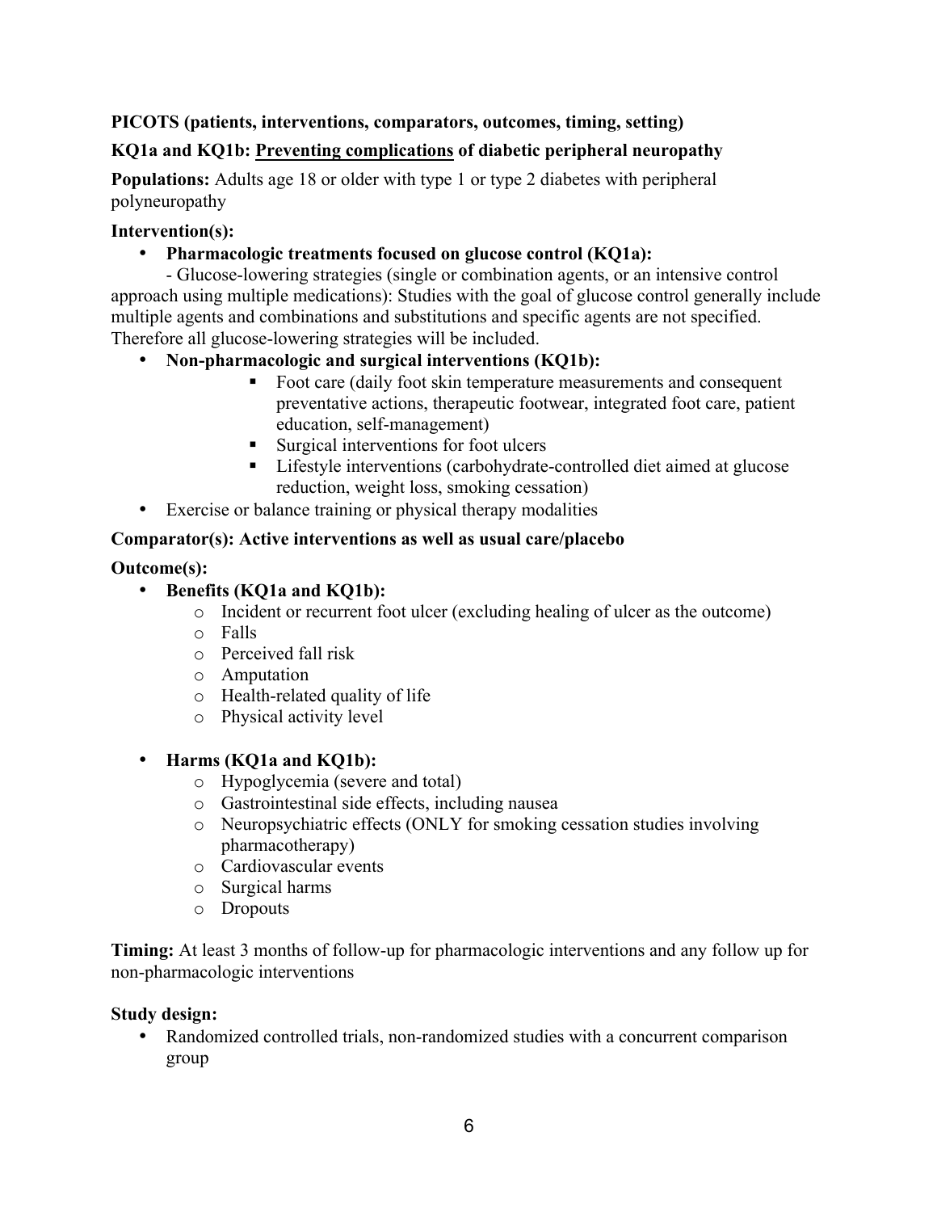**PICOTS (patients, interventions, comparators, outcomes, timing, setting)**

**KQ1a and KQ1b: <u>Preventing complications</u> of diabetic peripheral neuropathy**

**Populations:** Adults age 18 or older with type 1 or type 2 diabetes with peripheral polyneuropathy

**Intervention(s):**

- **Pharmacologic treatments focused on glucose control (KQ1a):**
  - Glucose-lowering strategies (single or combination agents, or an intensive control approach using multiple medications): Studies with the goal of glucose control generally include multiple agents and combinations and substitutions and specific agents are not specified. Therefore all glucose-lowering strategies will be included.
- **Non-pharmacologic and surgical interventions (KQ1b):**
  - Foot care (daily foot skin temperature measurements and consequent preventative actions, therapeutic footwear, integrated foot care, patient education, self-management)
  - Surgical interventions for foot ulcers
  - Lifestyle interventions (carbohydrate-controlled diet aimed at glucose reduction, weight loss, smoking cessation)
- Exercise or balance training or physical therapy modalities

**Comparator(s): Active interventions as well as usual care/placebo**

**Outcome(s):**

- **Benefits (KQ1a and KQ1b):**
  - Incident or recurrent foot ulcer (excluding healing of ulcer as the outcome)
  - Falls
  - Perceived fall risk
  - Amputation
  - Health-related quality of life
  - Physical activity level
- **Harms (KQ1a and KQ1b):**
  - Hypoglycemia (severe and total)
  - Gastrointestinal side effects, including nausea
  - Neuropsychiatric effects (ONLY for smoking cessation studies involving pharmacotherapy)
  - Cardiovascular events
  - Surgical harms
  - Dropouts

**Timing:** At least 3 months of follow-up for pharmacologic interventions and any follow up for non-pharmacologic interventions

**Study design:**

- Randomized controlled trials, non-randomized studies with a concurrent comparison group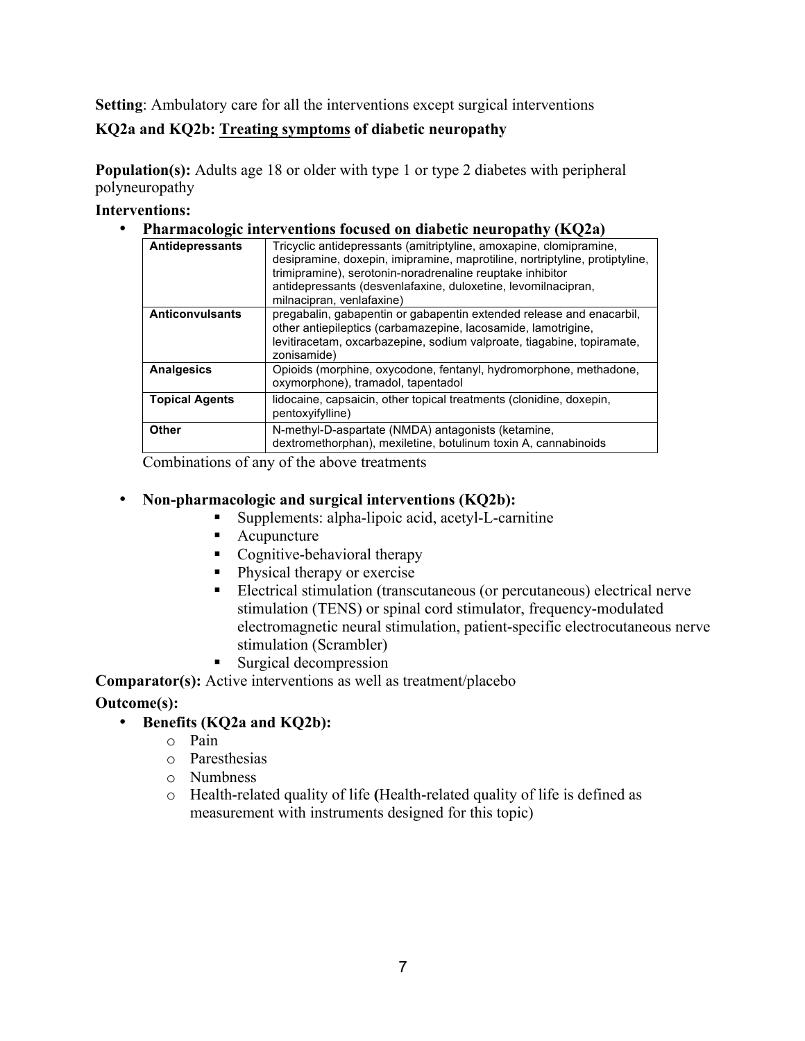**Setting**: Ambulatory care for all the interventions except surgical interventions

**KQ2a and KQ2b: Treating symptoms of diabetic neuropathy**

**Population(s):** Adults age 18 or older with type 1 or type 2 diabetes with peripheral polyneuropathy

**Interventions:**

- **Pharmacologic interventions focused on diabetic neuropathy (KQ2a)**

| | |
|---|---|
| **Antidepressants** | Tricyclic antidepressants (amitriptyline, amoxapine, clomipramine, desipramine, doxepin, imipramine, maprotiline, nortriptyline, protiptyline, trimipramine), serotonin-noradrenaline reuptake inhibitor antidepressants (desvenlafaxine, duloxetine, levomilnacipran, milnacipran, venlafaxine) |
| **Anticonvulsants** | pregabalin, gabapentin or gabapentin extended release and enacarbil, other antiepileptics (carbamazepine, lacosamide, lamotrigine, levitiracetam, oxcarbazepine, sodium valproate, tiagabine, topiramate, zonisamide) |
| **Analgesics** | Opioids (morphine, oxycodone, fentanyl, hydromorphone, methadone, oxymorphone), tramadol, tapentadol |
| **Topical Agents** | lidocaine, capsaicin, other topical treatments (clonidine, doxepin, pentoxyifylline) |
| **Other** | N-methyl-D-aspartate (NMDA) antagonists (ketamine, dextromethorphan), mexiletine, botulinum toxin A, cannabinoids |

Combinations of any of the above treatments

- **Non-pharmacologic and surgical interventions (KQ2b):**
    - Supplements: alpha-lipoic acid, acetyl-L-carnitine
    - Acupuncture
    - Cognitive-behavioral therapy
    - Physical therapy or exercise
    - Electrical stimulation (transcutaneous (or percutaneous) electrical nerve stimulation (TENS) or spinal cord stimulator, frequency-modulated electromagnetic neural stimulation, patient-specific electrocutaneous nerve stimulation (Scrambler)
    - Surgical decompression

**Comparator(s):** Active interventions as well as treatment/placebo

**Outcome(s):**

- **Benefits (KQ2a and KQ2b):**
    - Pain
    - Paresthesias
    - Numbness
    - Health-related quality of life **(**Health-related quality of life is defined as measurement with instruments designed for this topic)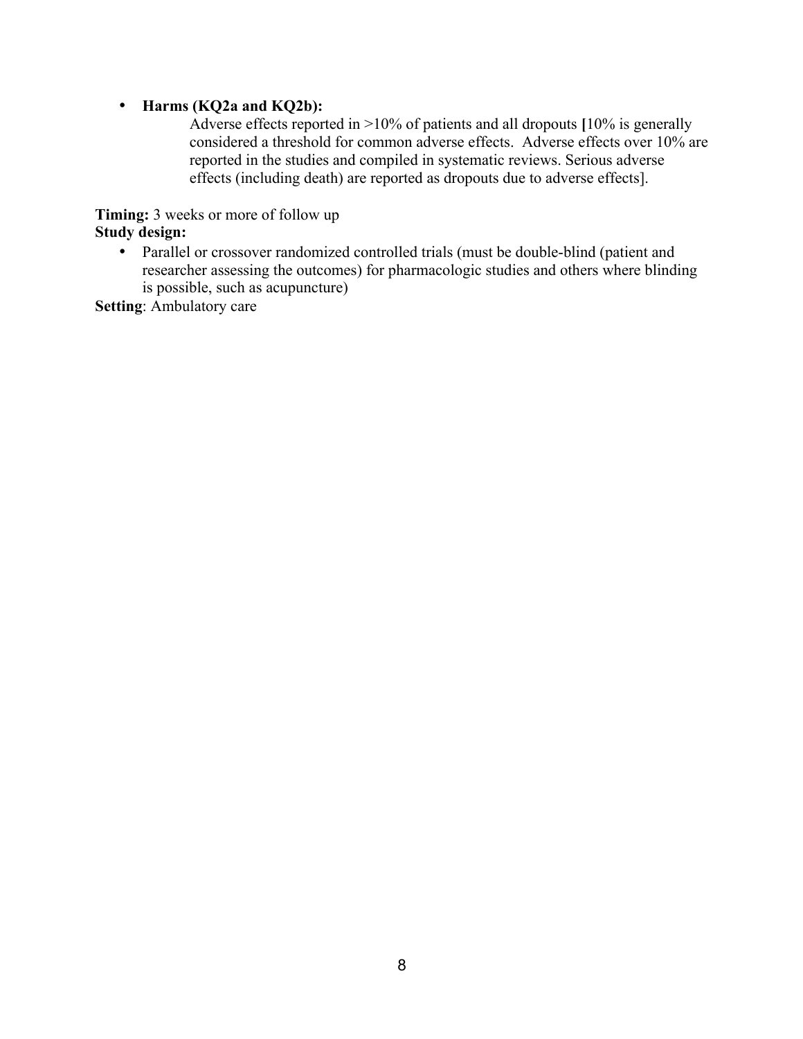- **Harms (KQ2a and KQ2b):**

  Adverse effects reported in >10% of patients and all dropouts **[**10% is generally considered a threshold for common adverse effects. Adverse effects over 10% are reported in the studies and compiled in systematic reviews. Serious adverse effects (including death) are reported as dropouts due to adverse effects].

**Timing:** 3 weeks or more of follow up

**Study design:**

- Parallel or crossover randomized controlled trials (must be double-blind (patient and researcher assessing the outcomes) for pharmacologic studies and others where blinding is possible, such as acupuncture)

**Setting**: Ambulatory care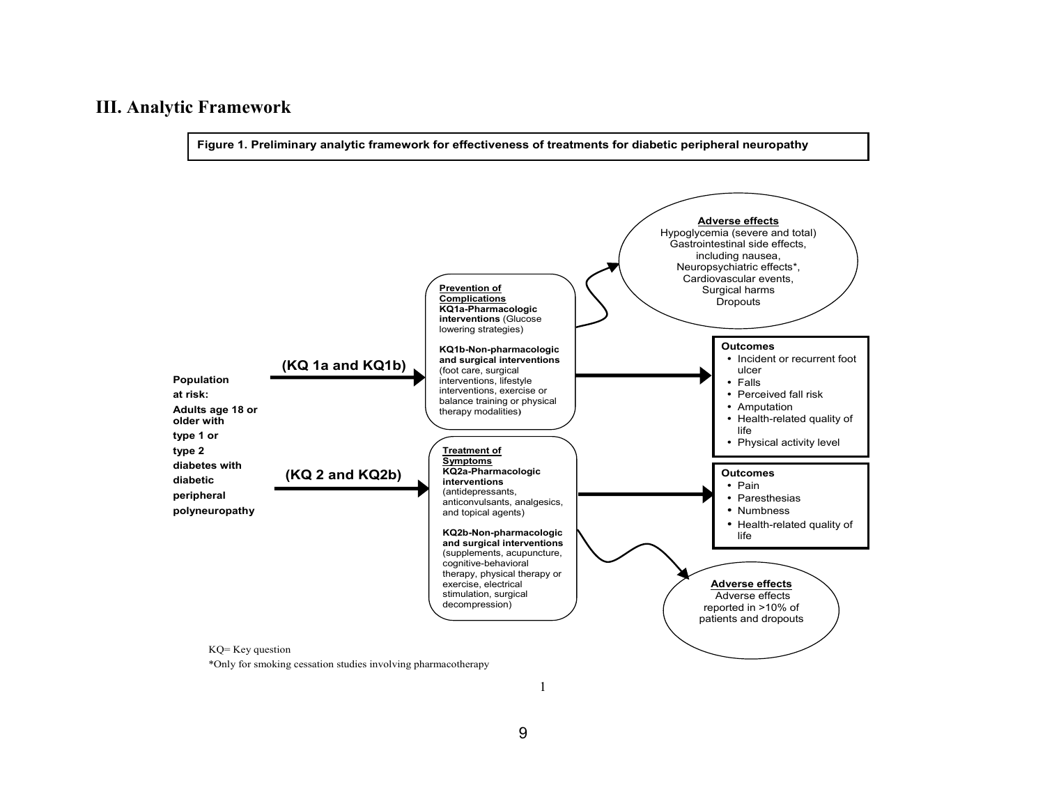## III. Analytic Framework

**Figure 1. Preliminary analytic framework for effectiveness of treatments for diabetic peripheral neuropathy**

**Population at risk: Adults age 18 or older with type 1 or type 2 diabetes with diabetic peripheral polyneuropathy**

**(KQ 1a and KQ1b)**

**Prevention of Complications**

**KQ1a-Pharmacologic interventions** (Glucose lowering strategies)

**KQ1b-Non-pharmacologic and surgical interventions** (foot care, surgical interventions, lifestyle interventions, exercise or balance training or physical therapy modalities)

**Adverse effects**

Hypoglycemia (severe and total)
Gastrointestinal side effects, including nausea,
Neuropsychiatric effects*,
Cardiovascular events,
Surgical harms
Dropouts

**Outcomes**

- Incident or recurrent foot ulcer
- Falls
- Perceived fall risk
- Amputation
- Health-related quality of life
- Physical activity level

**(KQ 2 and KQ2b)**

**Treatment of Symptoms**

**KQ2a-Pharmacologic interventions** (antidepressants, anticonvulsants, analgesics, and topical agents)

**KQ2b-Non-pharmacologic and surgical interventions** (supplements, acupuncture, cognitive-behavioral therapy, physical therapy or exercise, electrical stimulation, surgical decompression)

**Outcomes**

- Pain
- Paresthesias
- Numbness
- Health-related quality of life

**Adverse effects**

Adverse effects reported in >10% of patients and dropouts

KQ= Key question

*Only for smoking cessation studies involving pharmacotherapy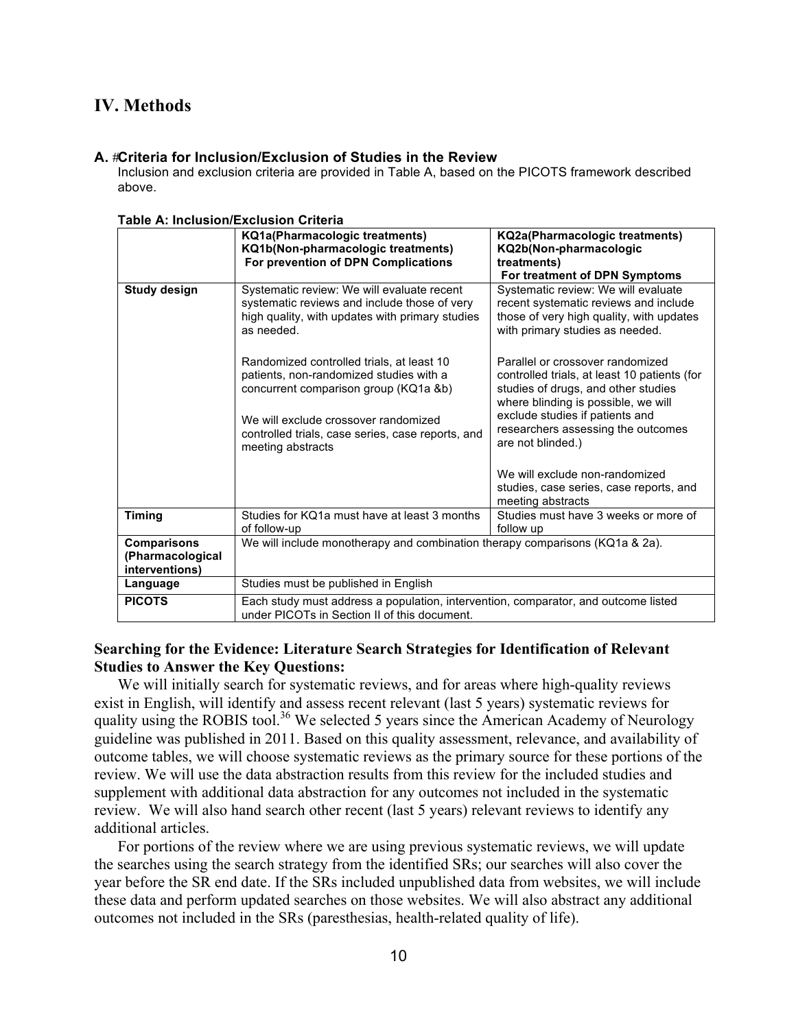## IV. Methods

### A. #Criteria for Inclusion/Exclusion of Studies in the Review

Inclusion and exclusion criteria are provided in Table A, based on the PICOTS framework described above.

**Table A: Inclusion/Exclusion Criteria**

| | **KQ1a(Pharmacologic treatments) KQ1b(Non-pharmacologic treatments) For prevention of DPN Complications** | **KQ2a(Pharmacologic treatments) KQ2b(Non-pharmacologic treatments) For treatment of DPN Symptoms** |
|---|---|---|
| **Study design** | Systematic review: We will evaluate recent systematic reviews and include those of very high quality, with updates with primary studies as needed.<br><br>Randomized controlled trials, at least 10 patients, non-randomized studies with a concurrent comparison group (KQ1a &b)<br><br>We will exclude crossover randomized controlled trials, case series, case reports, and meeting abstracts | Systematic review: We will evaluate recent systematic reviews and include those of very high quality, with updates with primary studies as needed.<br><br>Parallel or crossover randomized controlled trials, at least 10 patients (for studies of drugs, and other studies where blinding is possible, we will exclude studies if patients and researchers assessing the outcomes are not blinded.)<br><br>We will exclude non-randomized studies, case series, case reports, and meeting abstracts |
| **Timing** | Studies for KQ1a must have at least 3 months of follow-up | Studies must have 3 weeks or more of follow up |
| **Comparisons (Pharmacological interventions)** | We will include monotherapy and combination therapy comparisons (KQ1a & 2a). | |
| **Language** | Studies must be published in English | |
| **PICOTS** | Each study must address a population, intervention, comparator, and outcome listed under PICOTs in Section II of this document. | |

### Searching for the Evidence: Literature Search Strategies for Identification of Relevant Studies to Answer the Key Questions:

We will initially search for systematic reviews, and for areas where high-quality reviews exist in English, will identify and assess recent relevant (last 5 years) systematic reviews for quality using the ROBIS tool.[36] We selected 5 years since the American Academy of Neurology guideline was published in 2011. Based on this quality assessment, relevance, and availability of outcome tables, we will choose systematic reviews as the primary source for these portions of the review. We will use the data abstraction results from this review for the included studies and supplement with additional data abstraction for any outcomes not included in the systematic review. We will also hand search other recent (last 5 years) relevant reviews to identify any additional articles.

For portions of the review where we are using previous systematic reviews, we will update the searches using the search strategy from the identified SRs; our searches will also cover the year before the SR end date. If the SRs included unpublished data from websites, we will include these data and perform updated searches on those websites. We will also abstract any additional outcomes not included in the SRs (paresthesias, health-related quality of life).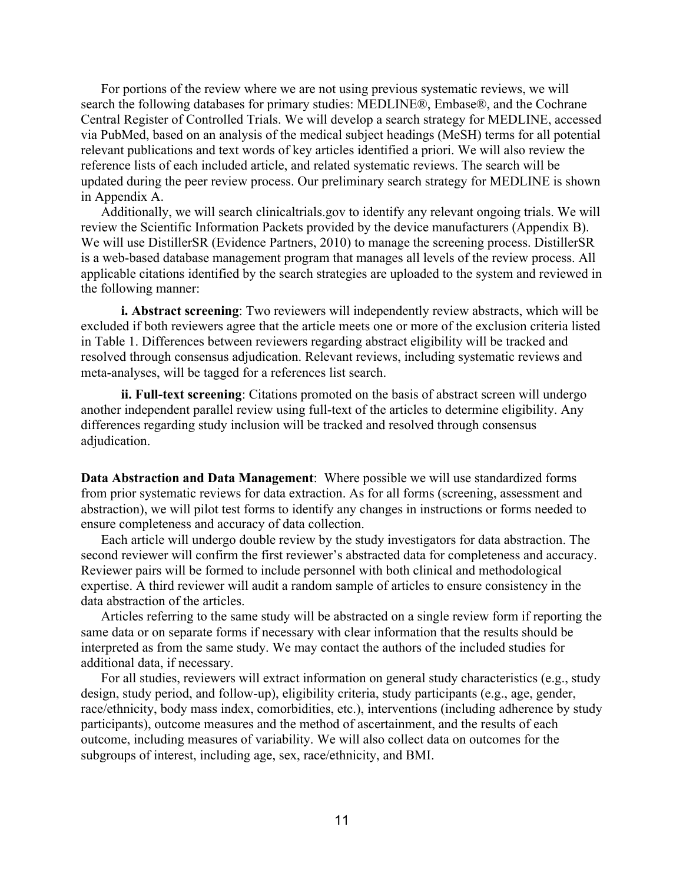For portions of the review where we are not using previous systematic reviews, we will search the following databases for primary studies: MEDLINE®, Embase®, and the Cochrane Central Register of Controlled Trials. We will develop a search strategy for MEDLINE, accessed via PubMed, based on an analysis of the medical subject headings (MeSH) terms for all potential relevant publications and text words of key articles identified a priori. We will also review the reference lists of each included article, and related systematic reviews. The search will be updated during the peer review process. Our preliminary search strategy for MEDLINE is shown in Appendix A.

Additionally, we will search clinicaltrials.gov to identify any relevant ongoing trials. We will review the Scientific Information Packets provided by the device manufacturers (Appendix B). We will use DistillerSR (Evidence Partners, 2010) to manage the screening process. DistillerSR is a web-based database management program that manages all levels of the review process. All applicable citations identified by the search strategies are uploaded to the system and reviewed in the following manner:

**i. Abstract screening**: Two reviewers will independently review abstracts, which will be excluded if both reviewers agree that the article meets one or more of the exclusion criteria listed in Table 1. Differences between reviewers regarding abstract eligibility will be tracked and resolved through consensus adjudication. Relevant reviews, including systematic reviews and meta-analyses, will be tagged for a references list search.

**ii. Full-text screening**: Citations promoted on the basis of abstract screen will undergo another independent parallel review using full-text of the articles to determine eligibility. Any differences regarding study inclusion will be tracked and resolved through consensus adjudication.

**Data Abstraction and Data Management**: Where possible we will use standardized forms from prior systematic reviews for data extraction. As for all forms (screening, assessment and abstraction), we will pilot test forms to identify any changes in instructions or forms needed to ensure completeness and accuracy of data collection.

Each article will undergo double review by the study investigators for data abstraction. The second reviewer will confirm the first reviewer's abstracted data for completeness and accuracy. Reviewer pairs will be formed to include personnel with both clinical and methodological expertise. A third reviewer will audit a random sample of articles to ensure consistency in the data abstraction of the articles.

Articles referring to the same study will be abstracted on a single review form if reporting the same data or on separate forms if necessary with clear information that the results should be interpreted as from the same study. We may contact the authors of the included studies for additional data, if necessary.

For all studies, reviewers will extract information on general study characteristics (e.g., study design, study period, and follow-up), eligibility criteria, study participants (e.g., age, gender, race/ethnicity, body mass index, comorbidities, etc.), interventions (including adherence by study participants), outcome measures and the method of ascertainment, and the results of each outcome, including measures of variability. We will also collect data on outcomes for the subgroups of interest, including age, sex, race/ethnicity, and BMI.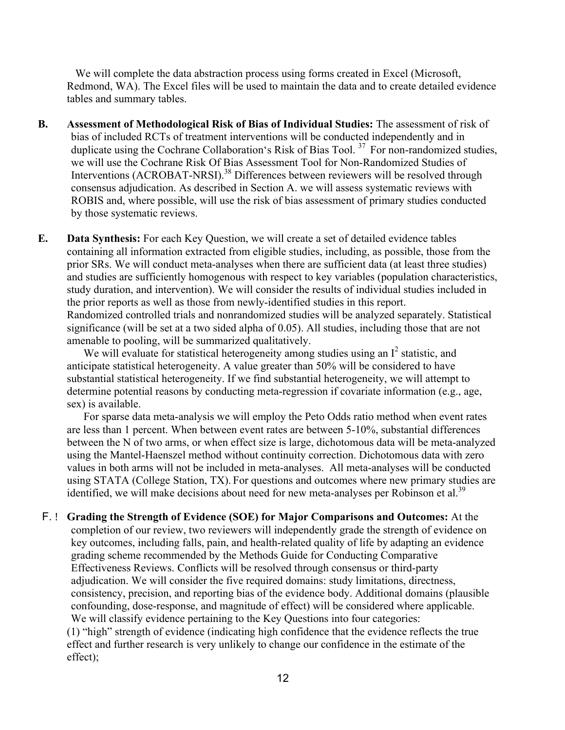We will complete the data abstraction process using forms created in Excel (Microsoft, Redmond, WA). The Excel files will be used to maintain the data and to create detailed evidence tables and summary tables.

**B. Assessment of Methodological Risk of Bias of Individual Studies:** The assessment of risk of bias of included RCTs of treatment interventions will be conducted independently and in duplicate using the Cochrane Collaboration's Risk of Bias Tool.[37] For non-randomized studies, we will use the Cochrane Risk Of Bias Assessment Tool for Non-Randomized Studies of Interventions (ACROBAT-NRSI).[38] Differences between reviewers will be resolved through consensus adjudication. As described in Section A. we will assess systematic reviews with ROBIS and, where possible, will use the risk of bias assessment of primary studies conducted by those systematic reviews.

**E. Data Synthesis:** For each Key Question, we will create a set of detailed evidence tables containing all information extracted from eligible studies, including, as possible, those from the prior SRs. We will conduct meta-analyses when there are sufficient data (at least three studies) and studies are sufficiently homogenous with respect to key variables (population characteristics, study duration, and intervention). We will consider the results of individual studies included in the prior reports as well as those from newly-identified studies in this report. Randomized controlled trials and nonrandomized studies will be analyzed separately. Statistical significance (will be set at a two sided alpha of 0.05). All studies, including those that are not amenable to pooling, will be summarized qualitatively.

We will evaluate for statistical heterogeneity among studies using an $I^2$ statistic, and anticipate statistical heterogeneity. A value greater than 50% will be considered to have substantial statistical heterogeneity. If we find substantial heterogeneity, we will attempt to determine potential reasons by conducting meta-regression if covariate information (e.g., age, sex) is available.

For sparse data meta-analysis we will employ the Peto Odds ratio method when event rates are less than 1 percent. When between event rates are between 5-10%, substantial differences between the N of two arms, or when effect size is large, dichotomous data will be meta-analyzed using the Mantel-Haenszel method without continuity correction. Dichotomous data with zero values in both arms will not be included in meta-analyses. All meta-analyses will be conducted using STATA (College Station, TX). For questions and outcomes where new primary studies are identified, we will make decisions about need for new meta-analyses per Robinson et al.[39]

**F. Grading the Strength of Evidence (SOE) for Major Comparisons and Outcomes:** At the completion of our review, two reviewers will independently grade the strength of evidence on key outcomes, including falls, pain, and health-related quality of life by adapting an evidence grading scheme recommended by the Methods Guide for Conducting Comparative Effectiveness Reviews. Conflicts will be resolved through consensus or third-party adjudication. We will consider the five required domains: study limitations, directness, consistency, precision, and reporting bias of the evidence body. Additional domains (plausible confounding, dose-response, and magnitude of effect) will be considered where applicable. We will classify evidence pertaining to the Key Questions into four categories:

(1) "high" strength of evidence (indicating high confidence that the evidence reflects the true effect and further research is very unlikely to change our confidence in the estimate of the effect);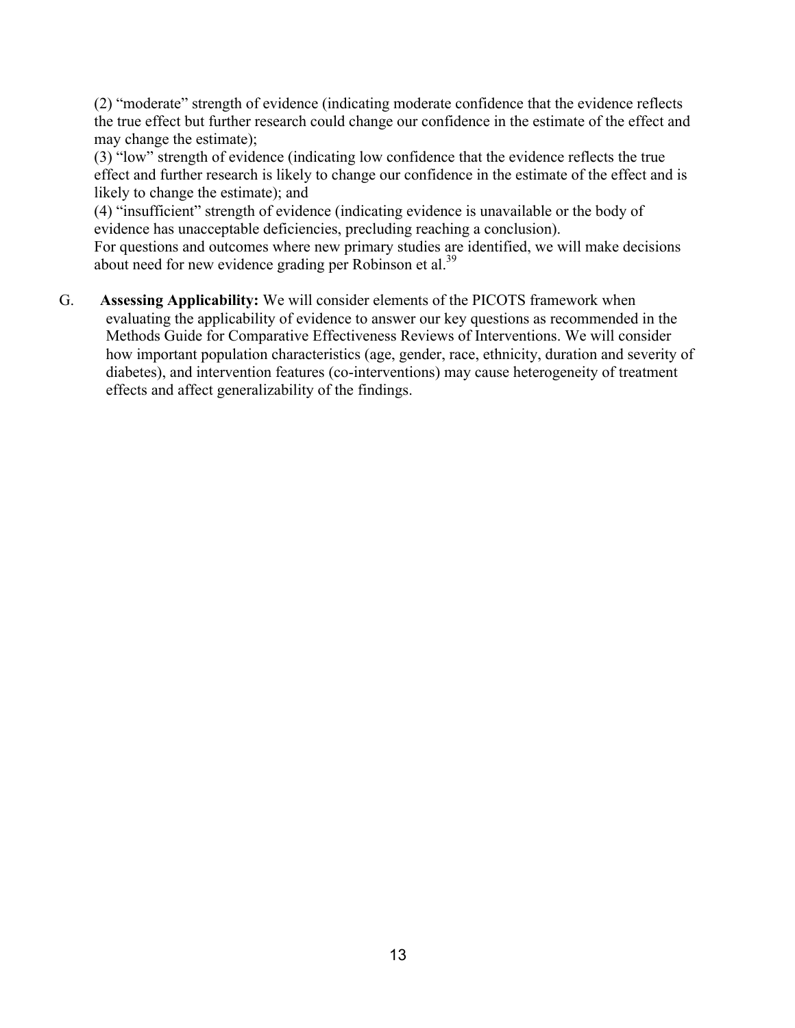(2) "moderate" strength of evidence (indicating moderate confidence that the evidence reflects the true effect but further research could change our confidence in the estimate of the effect and may change the estimate);
(3) "low" strength of evidence (indicating low confidence that the evidence reflects the true effect and further research is likely to change our confidence in the estimate of the effect and is likely to change the estimate); and
(4) "insufficient" strength of evidence (indicating evidence is unavailable or the body of evidence has unacceptable deficiencies, precluding reaching a conclusion).
For questions and outcomes where new primary studies are identified, we will make decisions about need for new evidence grading per Robinson et al.[39]

G. **Assessing Applicability:** We will consider elements of the PICOTS framework when evaluating the applicability of evidence to answer our key questions as recommended in the Methods Guide for Comparative Effectiveness Reviews of Interventions. We will consider how important population characteristics (age, gender, race, ethnicity, duration and severity of diabetes), and intervention features (co-interventions) may cause heterogeneity of treatment effects and affect generalizability of the findings.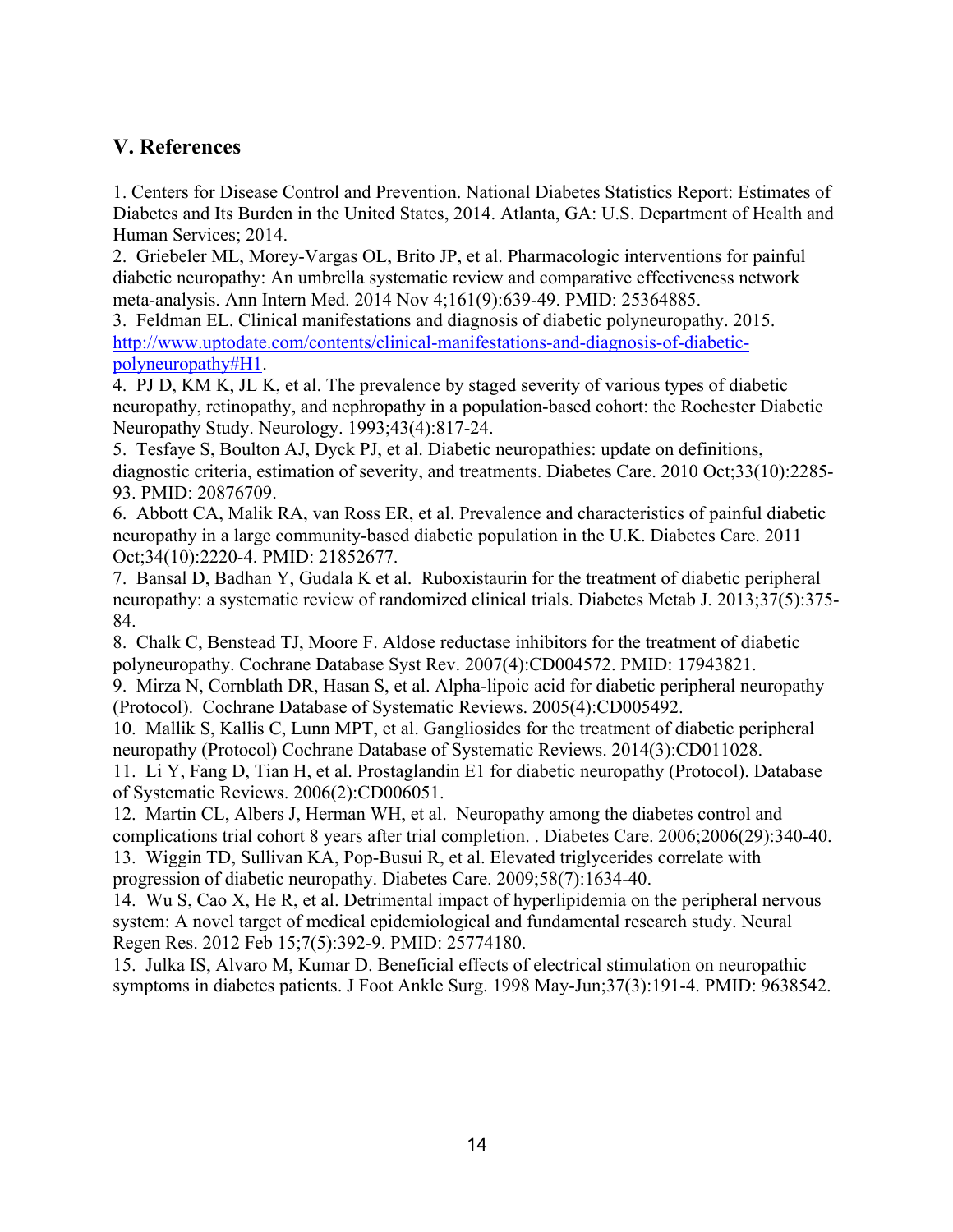## V. References

1. Centers for Disease Control and Prevention. National Diabetes Statistics Report: Estimates of Diabetes and Its Burden in the United States, 2014. Atlanta, GA: U.S. Department of Health and Human Services; 2014.
2. Griebeler ML, Morey-Vargas OL, Brito JP, et al. Pharmacologic interventions for painful diabetic neuropathy: An umbrella systematic review and comparative effectiveness network meta-analysis. Ann Intern Med. 2014 Nov 4;161(9):639-49. PMID: 25364885.
3. Feldman EL. Clinical manifestations and diagnosis of diabetic polyneuropathy. 2015. [http://www.uptodate.com/contents/clinical-manifestations-and-diagnosis-of-diabetic-polyneuropathy#H1](http://www.uptodate.com/contents/clinical-manifestations-and-diagnosis-of-diabetic-polyneuropathy#H1).
4. PJ D, KM K, JL K, et al. The prevalence by staged severity of various types of diabetic neuropathy, retinopathy, and nephropathy in a population-based cohort: the Rochester Diabetic Neuropathy Study. Neurology. 1993;43(4):817-24.
5. Tesfaye S, Boulton AJ, Dyck PJ, et al. Diabetic neuropathies: update on definitions, diagnostic criteria, estimation of severity, and treatments. Diabetes Care. 2010 Oct;33(10):2285-93. PMID: 20876709.
6. Abbott CA, Malik RA, van Ross ER, et al. Prevalence and characteristics of painful diabetic neuropathy in a large community-based diabetic population in the U.K. Diabetes Care. 2011 Oct;34(10):2220-4. PMID: 21852677.
7. Bansal D, Badhan Y, Gudala K et al. Ruboxistaurin for the treatment of diabetic peripheral neuropathy: a systematic review of randomized clinical trials. Diabetes Metab J. 2013;37(5):375-84.
8. Chalk C, Benstead TJ, Moore F. Aldose reductase inhibitors for the treatment of diabetic polyneuropathy. Cochrane Database Syst Rev. 2007(4):CD004572. PMID: 17943821.
9. Mirza N, Cornblath DR, Hasan S, et al. Alpha-lipoic acid for diabetic peripheral neuropathy (Protocol). Cochrane Database of Systematic Reviews. 2005(4):CD005492.
10. Mallik S, Kallis C, Lunn MPT, et al. Gangliosides for the treatment of diabetic peripheral neuropathy (Protocol) Cochrane Database of Systematic Reviews. 2014(3):CD011028.
11. Li Y, Fang D, Tian H, et al. Prostaglandin E1 for diabetic neuropathy (Protocol). Database of Systematic Reviews. 2006(2):CD006051.
12. Martin CL, Albers J, Herman WH, et al. Neuropathy among the diabetes control and complications trial cohort 8 years after trial completion. . Diabetes Care. 2006;2006(29):340-40.
13. Wiggin TD, Sullivan KA, Pop-Busui R, et al. Elevated triglycerides correlate with progression of diabetic neuropathy. Diabetes Care. 2009;58(7):1634-40.
14. Wu S, Cao X, He R, et al. Detrimental impact of hyperlipidemia on the peripheral nervous system: A novel target of medical epidemiological and fundamental research study. Neural Regen Res. 2012 Feb 15;7(5):392-9. PMID: 25774180.
15. Julka IS, Alvaro M, Kumar D. Beneficial effects of electrical stimulation on neuropathic symptoms in diabetes patients. J Foot Ankle Surg. 1998 May-Jun;37(3):191-4. PMID: 9638542.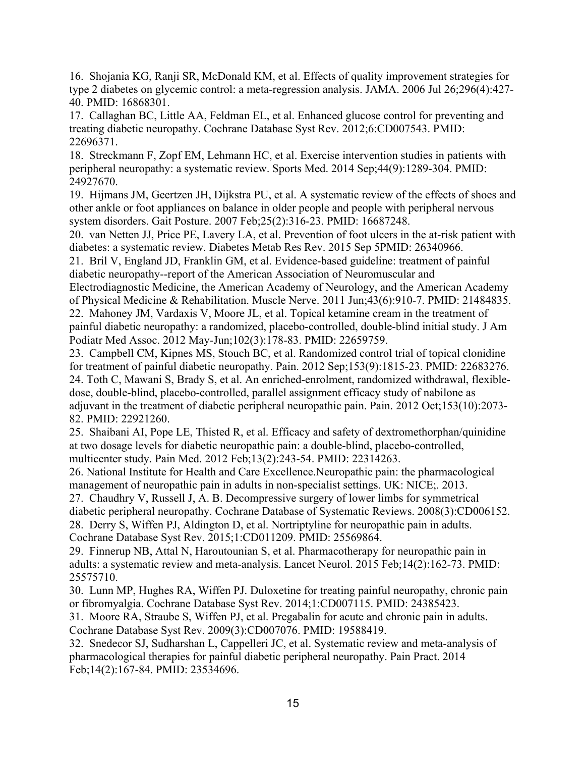16. Shojania KG, Ranji SR, McDonald KM, et al. Effects of quality improvement strategies for type 2 diabetes on glycemic control: a meta-regression analysis. JAMA. 2006 Jul 26;296(4):427-40. PMID: 16868301.

17. Callaghan BC, Little AA, Feldman EL, et al. Enhanced glucose control for preventing and treating diabetic neuropathy. Cochrane Database Syst Rev. 2012;6:CD007543. PMID: 22696371.

18. Streckmann F, Zopf EM, Lehmann HC, et al. Exercise intervention studies in patients with peripheral neuropathy: a systematic review. Sports Med. 2014 Sep;44(9):1289-304. PMID: 24927670.

19. Hijmans JM, Geertzen JH, Dijkstra PU, et al. A systematic review of the effects of shoes and other ankle or foot appliances on balance in older people and people with peripheral nervous system disorders. Gait Posture. 2007 Feb;25(2):316-23. PMID: 16687248.

20. van Netten JJ, Price PE, Lavery LA, et al. Prevention of foot ulcers in the at-risk patient with diabetes: a systematic review. Diabetes Metab Res Rev. 2015 Sep 5PMID: 26340966.

21. Bril V, England JD, Franklin GM, et al. Evidence-based guideline: treatment of painful diabetic neuropathy--report of the American Association of Neuromuscular and Electrodiagnostic Medicine, the American Academy of Neurology, and the American Academy of Physical Medicine & Rehabilitation. Muscle Nerve. 2011 Jun;43(6):910-7. PMID: 21484835.

22. Mahoney JM, Vardaxis V, Moore JL, et al. Topical ketamine cream in the treatment of painful diabetic neuropathy: a randomized, placebo-controlled, double-blind initial study. J Am Podiatr Med Assoc. 2012 May-Jun;102(3):178-83. PMID: 22659759.

23. Campbell CM, Kipnes MS, Stouch BC, et al. Randomized control trial of topical clonidine for treatment of painful diabetic neuropathy. Pain. 2012 Sep;153(9):1815-23. PMID: 22683276.

24. Toth C, Mawani S, Brady S, et al. An enriched-enrolment, randomized withdrawal, flexible-dose, double-blind, placebo-controlled, parallel assignment efficacy study of nabilone as adjuvant in the treatment of diabetic peripheral neuropathic pain. Pain. 2012 Oct;153(10):2073-82. PMID: 22921260.

25. Shaibani AI, Pope LE, Thisted R, et al. Efficacy and safety of dextromethorphan/quinidine at two dosage levels for diabetic neuropathic pain: a double-blind, placebo-controlled, multicenter study. Pain Med. 2012 Feb;13(2):243-54. PMID: 22314263.

26. National Institute for Health and Care Excellence.Neuropathic pain: the pharmacological management of neuropathic pain in adults in non-specialist settings. UK: NICE;. 2013.

27. Chaudhry V, Russell J, A. B. Decompressive surgery of lower limbs for symmetrical diabetic peripheral neuropathy. Cochrane Database of Systematic Reviews. 2008(3):CD006152.

28. Derry S, Wiffen PJ, Aldington D, et al. Nortriptyline for neuropathic pain in adults. Cochrane Database Syst Rev. 2015;1:CD011209. PMID: 25569864.

29. Finnerup NB, Attal N, Haroutounian S, et al. Pharmacotherapy for neuropathic pain in adults: a systematic review and meta-analysis. Lancet Neurol. 2015 Feb;14(2):162-73. PMID: 25575710.

30. Lunn MP, Hughes RA, Wiffen PJ. Duloxetine for treating painful neuropathy, chronic pain or fibromyalgia. Cochrane Database Syst Rev. 2014;1:CD007115. PMID: 24385423.

31. Moore RA, Straube S, Wiffen PJ, et al. Pregabalin for acute and chronic pain in adults. Cochrane Database Syst Rev. 2009(3):CD007076. PMID: 19588419.

32. Snedecor SJ, Sudharshan L, Cappelleri JC, et al. Systematic review and meta-analysis of pharmacological therapies for painful diabetic peripheral neuropathy. Pain Pract. 2014 Feb;14(2):167-84. PMID: 23534696.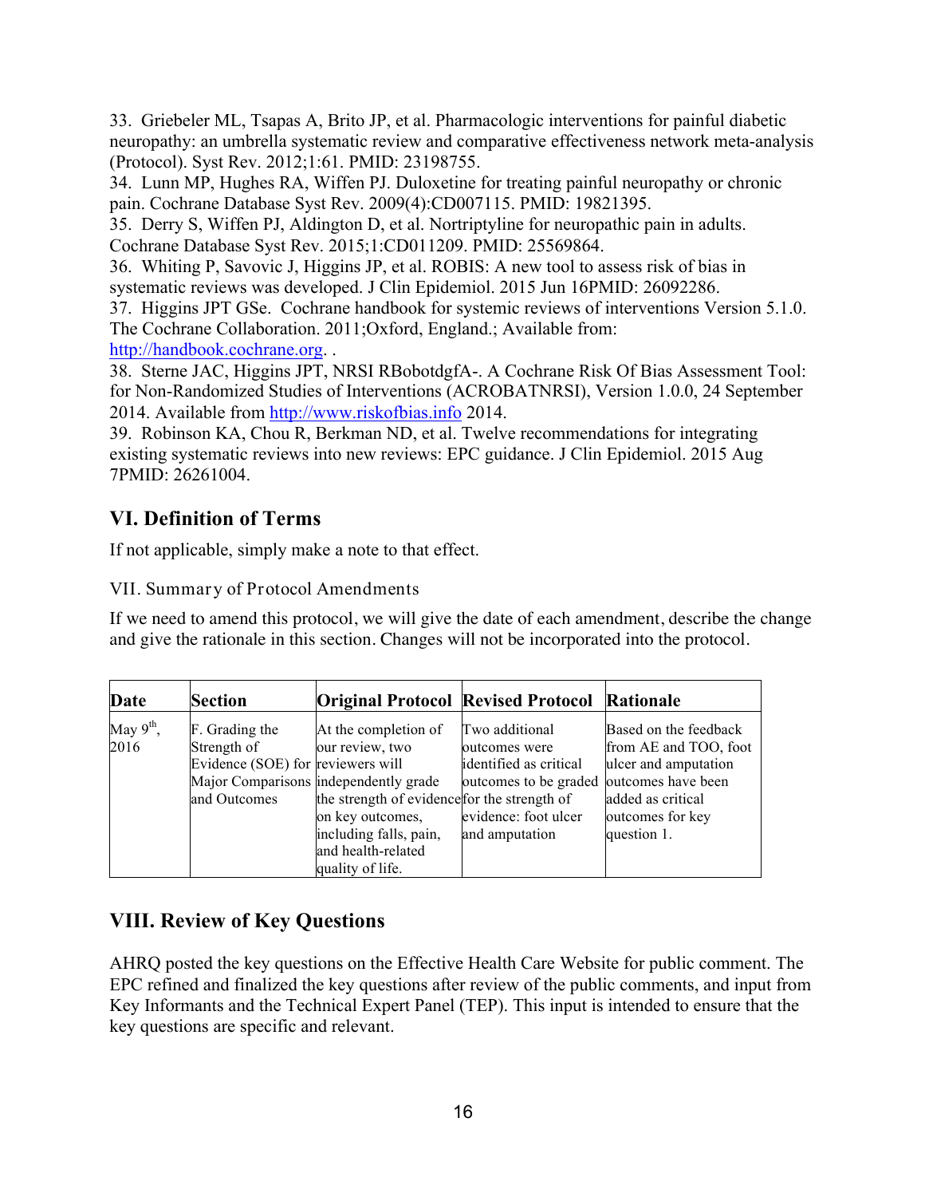33. Griebeler ML, Tsapas A, Brito JP, et al. Pharmacologic interventions for painful diabetic neuropathy: an umbrella systematic review and comparative effectiveness network meta-analysis (Protocol). Syst Rev. 2012;1:61. PMID: 23198755.
34. Lunn MP, Hughes RA, Wiffen PJ. Duloxetine for treating painful neuropathy or chronic pain. Cochrane Database Syst Rev. 2009(4):CD007115. PMID: 19821395.
35. Derry S, Wiffen PJ, Aldington D, et al. Nortriptyline for neuropathic pain in adults. Cochrane Database Syst Rev. 2015;1:CD011209. PMID: 25569864.
36. Whiting P, Savovic J, Higgins JP, et al. ROBIS: A new tool to assess risk of bias in systematic reviews was developed. J Clin Epidemiol. 2015 Jun 16PMID: 26092286.
37. Higgins JPT GSe. Cochrane handbook for systemic reviews of interventions Version 5.1.0. The Cochrane Collaboration. 2011;Oxford, England.; Available from: http://handbook.cochrane.org. .
38. Sterne JAC, Higgins JPT, NRSI RBobotdgfA-. A Cochrane Risk Of Bias Assessment Tool: for Non-Randomized Studies of Interventions (ACROBATNRSI), Version 1.0.0, 24 September 2014. Available from http://www.riskofbias.info 2014.
39. Robinson KA, Chou R, Berkman ND, et al. Twelve recommendations for integrating existing systematic reviews into new reviews: EPC guidance. J Clin Epidemiol. 2015 Aug 7PMID: 26261004.

## VI. Definition of Terms

If not applicable, simply make a note to that effect.

### VII. Summary of Protocol Amendments

If we need to amend this protocol, we will give the date of each amendment, describe the change and give the rationale in this section. Changes will not be incorporated into the protocol.

| Date | Section | Original Protocol | Revised Protocol | Rationale |
|---|---|---|---|---|
| May 9th, 2016 | F. Grading the Strength of Evidence (SOE) for Major Comparisons and Outcomes | At the completion of our review, two reviewers will independently grade the strength of evidence on key outcomes, including falls, pain, and health-related quality of life. | Two additional outcomes were identified as critical outcomes to be graded for the strength of evidence: foot ulcer and amputation | Based on the feedback from AE and TOO, foot ulcer and amputation outcomes have been added as critical outcomes for key question 1. |

## VIII. Review of Key Questions

AHRQ posted the key questions on the Effective Health Care Website for public comment. The EPC refined and finalized the key questions after review of the public comments, and input from Key Informants and the Technical Expert Panel (TEP). This input is intended to ensure that the key questions are specific and relevant.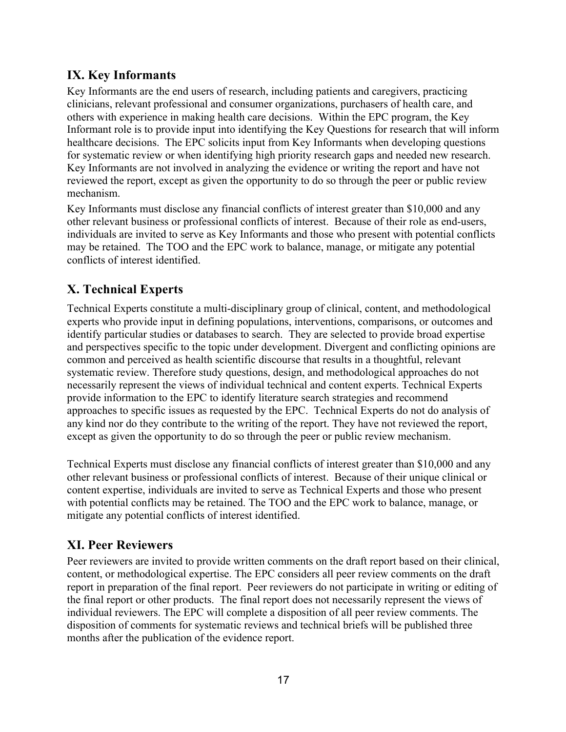## IX. Key Informants

Key Informants are the end users of research, including patients and caregivers, practicing clinicians, relevant professional and consumer organizations, purchasers of health care, and others with experience in making health care decisions. Within the EPC program, the Key Informant role is to provide input into identifying the Key Questions for research that will inform healthcare decisions. The EPC solicits input from Key Informants when developing questions for systematic review or when identifying high priority research gaps and needed new research. Key Informants are not involved in analyzing the evidence or writing the report and have not reviewed the report, except as given the opportunity to do so through the peer or public review mechanism.

Key Informants must disclose any financial conflicts of interest greater than $10,000 and any other relevant business or professional conflicts of interest. Because of their role as end-users, individuals are invited to serve as Key Informants and those who present with potential conflicts may be retained. The TOO and the EPC work to balance, manage, or mitigate any potential conflicts of interest identified.

## X. Technical Experts

Technical Experts constitute a multi-disciplinary group of clinical, content, and methodological experts who provide input in defining populations, interventions, comparisons, or outcomes and identify particular studies or databases to search. They are selected to provide broad expertise and perspectives specific to the topic under development. Divergent and conflicting opinions are common and perceived as health scientific discourse that results in a thoughtful, relevant systematic review. Therefore study questions, design, and methodological approaches do not necessarily represent the views of individual technical and content experts. Technical Experts provide information to the EPC to identify literature search strategies and recommend approaches to specific issues as requested by the EPC. Technical Experts do not do analysis of any kind nor do they contribute to the writing of the report. They have not reviewed the report, except as given the opportunity to do so through the peer or public review mechanism.

Technical Experts must disclose any financial conflicts of interest greater than $10,000 and any other relevant business or professional conflicts of interest. Because of their unique clinical or content expertise, individuals are invited to serve as Technical Experts and those who present with potential conflicts may be retained. The TOO and the EPC work to balance, manage, or mitigate any potential conflicts of interest identified.

## XI. Peer Reviewers

Peer reviewers are invited to provide written comments on the draft report based on their clinical, content, or methodological expertise. The EPC considers all peer review comments on the draft report in preparation of the final report. Peer reviewers do not participate in writing or editing of the final report or other products. The final report does not necessarily represent the views of individual reviewers. The EPC will complete a disposition of all peer review comments. The disposition of comments for systematic reviews and technical briefs will be published three months after the publication of the evidence report.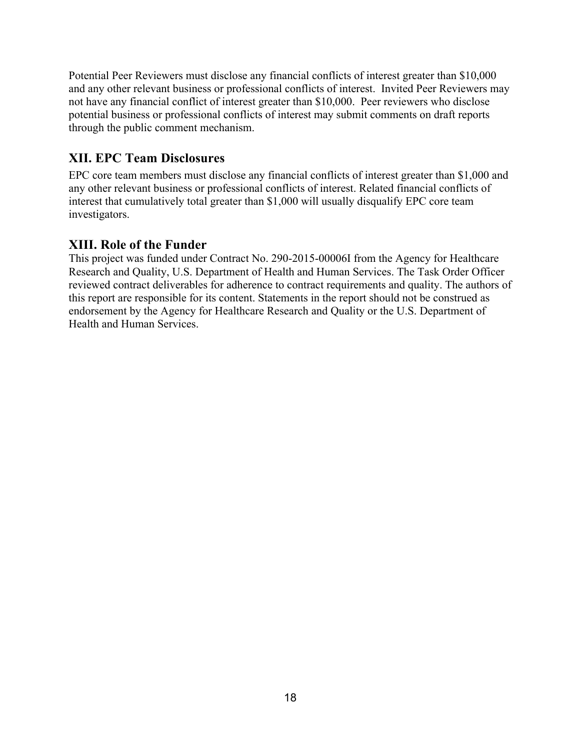Potential Peer Reviewers must disclose any financial conflicts of interest greater than $10,000 and any other relevant business or professional conflicts of interest. Invited Peer Reviewers may not have any financial conflict of interest greater than $10,000. Peer reviewers who disclose potential business or professional conflicts of interest may submit comments on draft reports through the public comment mechanism.

## XII. EPC Team Disclosures

EPC core team members must disclose any financial conflicts of interest greater than $1,000 and any other relevant business or professional conflicts of interest. Related financial conflicts of interest that cumulatively total greater than $1,000 will usually disqualify EPC core team investigators.

## XIII. Role of the Funder

This project was funded under Contract No. 290-2015-00006I from the Agency for Healthcare Research and Quality, U.S. Department of Health and Human Services. The Task Order Officer reviewed contract deliverables for adherence to contract requirements and quality. The authors of this report are responsible for its content. Statements in the report should not be construed as endorsement by the Agency for Healthcare Research and Quality or the U.S. Department of Health and Human Services.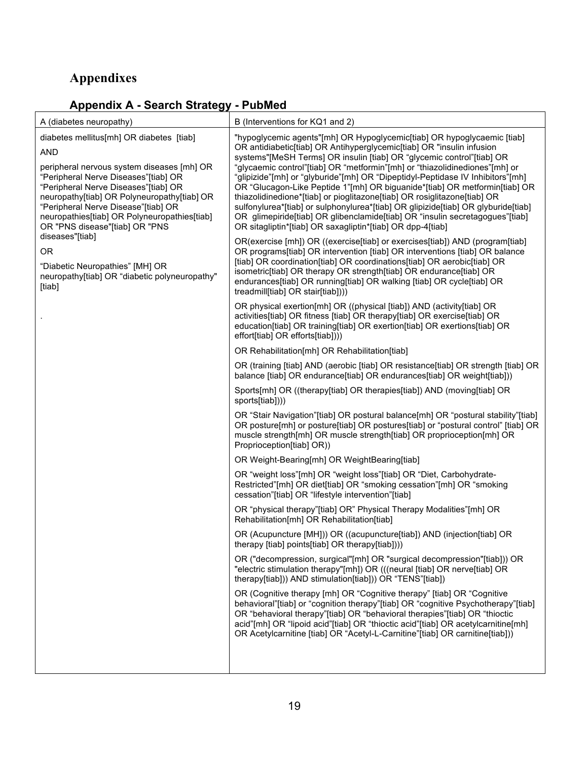# Appendixes

## Appendix A - Search Strategy - PubMed

| A (diabetes neuropathy) | B (Interventions for KQ1 and 2) |
|---|---|
| diabetes mellitus[mh] OR diabetes [tiab]<br><br>AND<br><br>peripheral nervous system diseases [mh] OR "Peripheral Nerve Diseases"[tiab] OR "Peripheral Nerve Diseases"[tiab] OR neuropathy[tiab] OR Polyneuropathy[tiab] OR "Peripheral Nerve Disease"[tiab] OR neuropathies[tiab] OR Polyneuropathies[tiab] OR "PNS disease"[tiab] OR "PNS diseases"[tiab]<br><br>OR<br><br>"Diabetic Neuropathies" [MH] OR neuropathy[tiab] OR "diabetic polyneuropathy" [tiab]<br><br>. | "hypoglycemic agents"[mh] OR Hypoglycemic[tiab] OR hypoglycaemic [tiab] OR antidiabetic[tiab] OR Antihyperglycemic[tiab] OR "insulin infusion systems"[MeSH Terms] OR insulin [tiab] OR "glycemic control"[tiab] OR "glycaemic control"[tiab] OR "metformin"[mh] or "thiazolidinediones"[mh] or "glipizide"[mh] or "glyburide"[mh] OR "Dipeptidyl-Peptidase IV Inhibitors"[mh] OR "Glucagon-Like Peptide 1"[mh] OR biguanide*[tiab] OR metformin[tiab] OR thiazolidinedione*[tiab] or pioglitazone[tiab] OR rosiglitazone[tiab] OR sulfonylurea*[tiab] or sulphonylurea*[tiab] OR glipizide[tiab] OR glyburide[tiab] OR glimepiride[tiab] OR glibenclamide[tiab] OR "insulin secretagogues"[tiab] OR sitagliptin*[tiab] OR saxagliptin*[tiab] OR dpp-4[tiab]<br><br>OR(exercise [mh]) OR ((exercise[tiab] or exercises[tiab]) AND (program[tiab] OR programs[tiab] OR intervention [tiab] OR interventions [tiab] OR balance [tiab] OR coordination[tiab] OR coordinations[tiab] OR aerobic[tiab] OR isometric[tiab] OR therapy OR strength[tiab] OR endurance[tiab] OR endurances[tiab] OR running[tiab] OR walking [tiab] OR cycle[tiab] OR treadmill[tiab] OR stair[tiab])))<br><br>OR physical exertion[mh] OR ((physical [tiab]) AND (activity[tiab] OR activities[tiab] OR fitness [tiab] OR therapy[tiab] OR exercise[tiab] OR education[tiab] OR training[tiab] OR exertion[tiab] OR exertions[tiab] OR effort[tiab] OR efforts[tiab])))<br><br>OR Rehabilitation[mh] OR Rehabilitation[tiab]<br><br>OR (training [tiab] AND (aerobic [tiab] OR resistance[tiab] OR strength [tiab] OR balance [tiab] OR endurance[tiab] OR endurances[tiab] OR weight[tiab]))<br><br>Sports[mh] OR ((therapy[tiab] OR therapies[tiab]) AND (moving[tiab] OR sports[tiab])))<br><br>OR "Stair Navigation"[tiab] OR postural balance[mh] OR "postural stability"[tiab] OR posture[mh] or posture[tiab] OR postures[tiab] or "postural control" [tiab] OR muscle strength[mh] OR muscle strength[tiab] OR proprioception[mh] OR Proprioception[tiab] OR))<br><br>OR Weight-Bearing[mh] OR WeightBearing[tiab]<br><br>OR "weight loss"[mh] OR "weight loss"[tiab] OR "Diet, Carbohydrate-Restricted"[mh] OR diet[tiab] OR "smoking cessation"[mh] OR "smoking cessation"[tiab] OR "lifestyle intervention"[tiab]<br><br>OR "physical therapy"[tiab] OR" Physical Therapy Modalities"[mh] OR Rehabilitation[mh] OR Rehabilitation[tiab]<br><br>OR (Acupuncture [MH])) OR ((acupuncture[tiab]) AND (injection[tiab] OR therapy [tiab] points[tiab] OR therapy[tiab])))<br><br>OR ("decompression, surgical"[mh] OR "surgical decompression"[tiab])) OR "electric stimulation therapy"[mh]) OR (((neural [tiab] OR nerve[tiab] OR therapy[tiab])) AND stimulation[tiab])) OR "TENS"[tiab])<br><br>OR (Cognitive therapy [mh] OR "Cognitive therapy" [tiab] OR "Cognitive behavioral"[tiab] or "cognition therapy"[tiab] OR "cognitive Psychotherapy"[tiab] OR "behavioral therapy"[tiab] OR "behavioral therapies"[tiab] OR "thioctic acid"[mh] OR "lipoid acid"[tiab] OR "thioctic acid"[tiab] OR acetylcarnitine[mh] OR Acetylcarnitine [tiab] OR "Acetyl-L-Carnitine"[tiab] OR carnitine[tiab])) |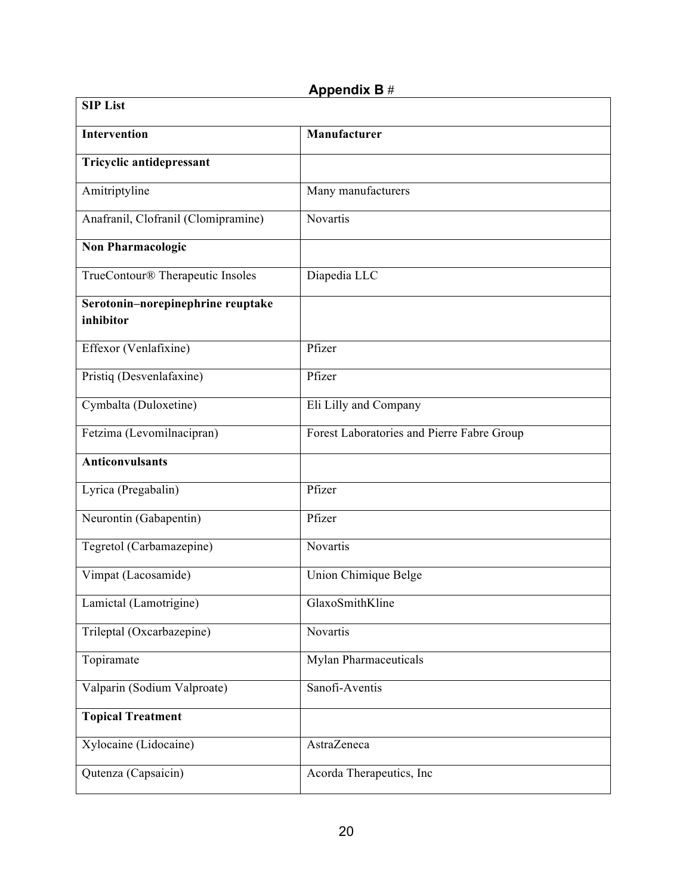## Appendix B #

| SIP List | |
|---|---|
| **Intervention** | **Manufacturer** |
| **Tricyclic antidepressant** | |
| Amitriptyline | Many manufacturers |
| Anafranil, Clofranil (Clomipramine) | Novartis |
| **Non Pharmacologic** | |
| TrueContour® Therapeutic Insoles | Diapedia LLC |
| **Serotonin–norepinephrine reuptake inhibitor** | |
| Effexor (Venlafixine) | Pfizer |
| Pristiq (Desvenlafaxine) | Pfizer |
| Cymbalta (Duloxetine) | Eli Lilly and Company |
| Fetzima (Levomilnacipran) | Forest Laboratories and Pierre Fabre Group |
| **Anticonvulsants** | |
| Lyrica (Pregabalin) | Pfizer |
| Neurontin (Gabapentin) | Pfizer |
| Tegretol (Carbamazepine) | Novartis |
| Vimpat (Lacosamide) | Union Chimique Belge |
| Lamictal (Lamotrigine) | GlaxoSmithKline |
| Trileptal (Oxcarbazepine) | Novartis |
| Topiramate | Mylan Pharmaceuticals |
| Valparin (Sodium Valproate) | Sanofi-Aventis |
| **Topical Treatment** | |
| Xylocaine (Lidocaine) | AstraZeneca |
| Qutenza (Capsaicin) | Acorda Therapeutics, Inc |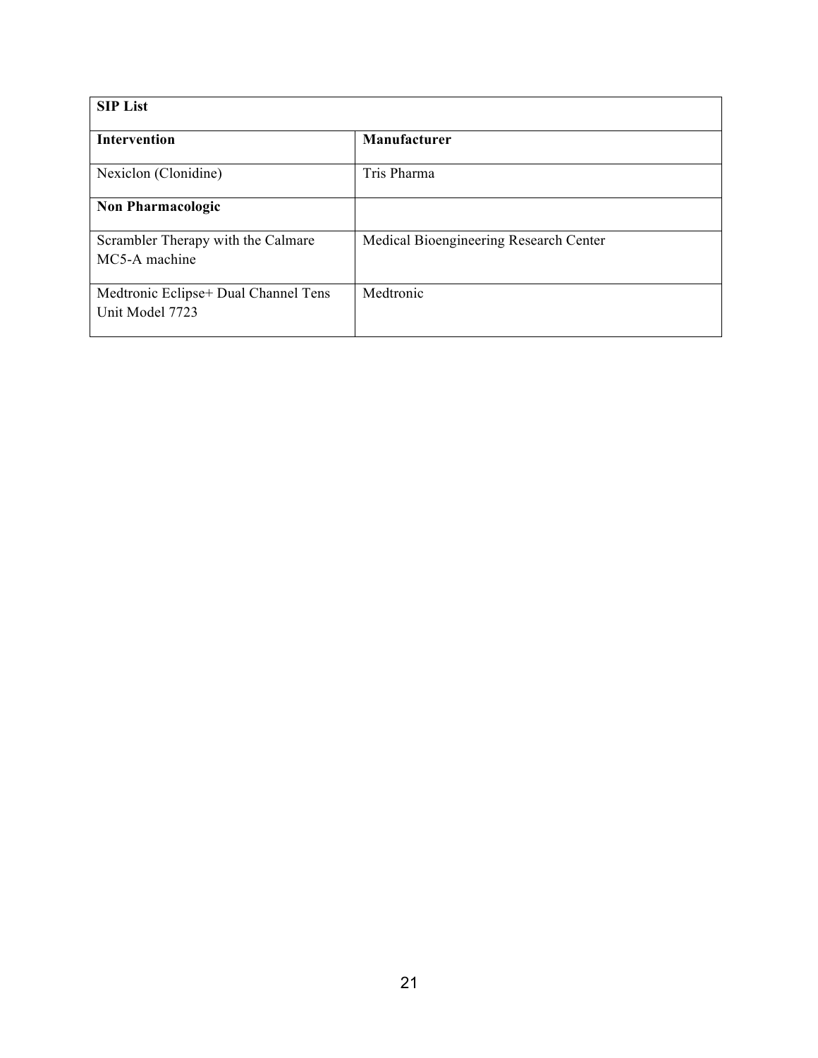| SIP List | |
|---|---|
| **Intervention** | **Manufacturer** |
| Nexiclon (Clonidine) | Tris Pharma |
| **Non Pharmacologic** | |
| Scrambler Therapy with the Calmare MC5-A machine | Medical Bioengineering Research Center |
| Medtronic Eclipse+ Dual Channel Tens Unit Model 7723 | Medtronic |